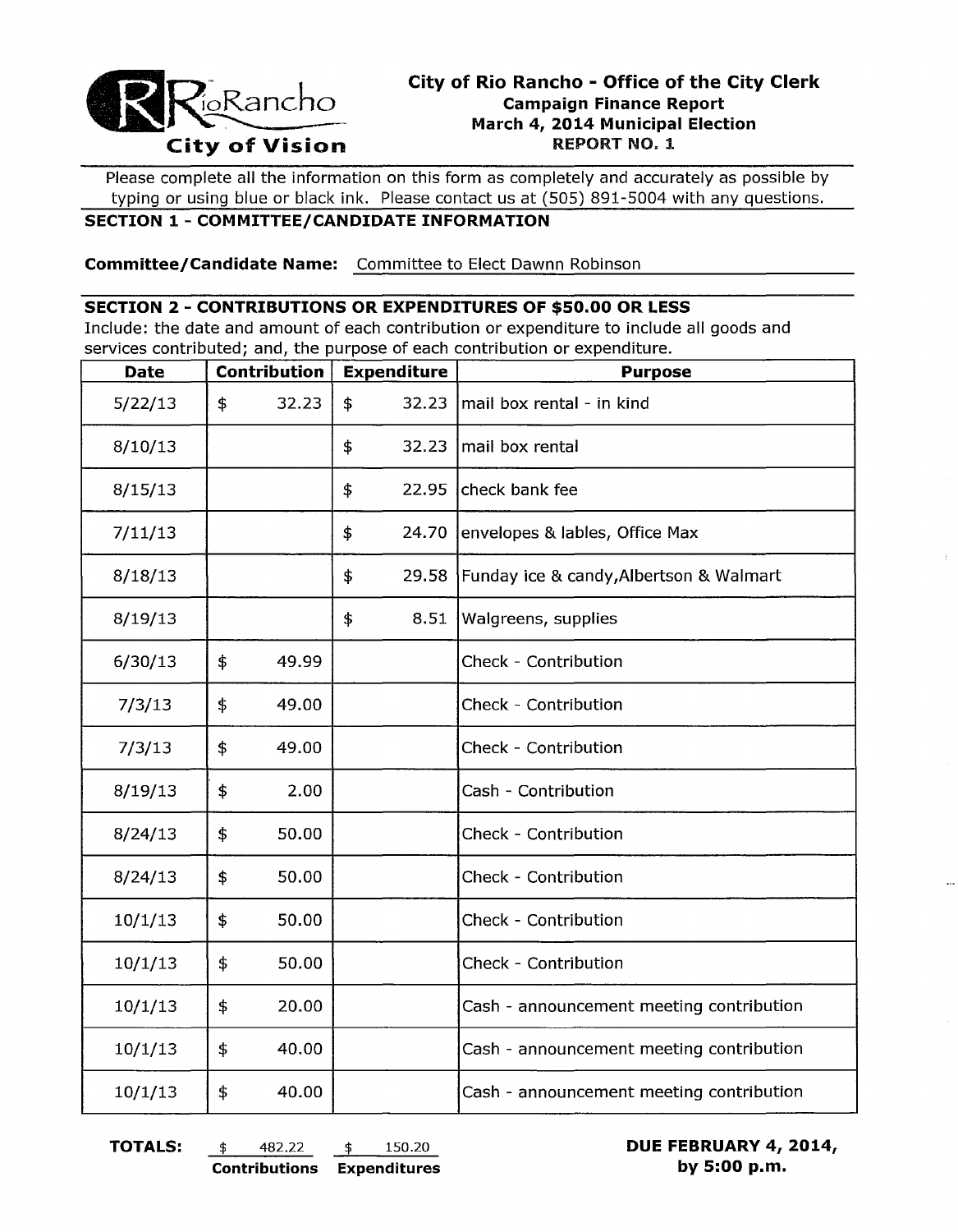RioRancho
City of Vision

# City of Rio Rancho - Office of the City Clerk

**Campaign Finance Report**
**March 4, 2014 Municipal Election**
**REPORT NO. 1**

Please complete all the information on this form as completely and accurately as possible by typing or using blue or black ink. Please contact us at (505) 891-5004 with any questions.

## SECTION 1 - COMMITTEE/CANDIDATE INFORMATION

**Committee/Candidate Name:** Committee to Elect Dawnn Robinson

## SECTION 2 - CONTRIBUTIONS OR EXPENDITURES OF $50.00 OR LESS

Include: the date and amount of each contribution or expenditure to include all goods and services contributed; and, the purpose of each contribution or expenditure.

| Date | Contribution | Expenditure | Purpose |
|---|---|---|---|
| 5/22/13 | $ 32.23 | $ 32.23 | mail box rental - in kind |
| 8/10/13 | | $ 32.23 | mail box rental |
| 8/15/13 | | $ 22.95 | check bank fee |
| 7/11/13 | | $ 24.70 | envelopes & lables, Office Max |
| 8/18/13 | | $ 29.58 | Funday ice & candy,Albertson & Walmart |
| 8/19/13 | | $ 8.51 | Walgreens, supplies |
| 6/30/13 | $ 49.99 | | Check - Contribution |
| 7/3/13 | $ 49.00 | | Check - Contribution |
| 7/3/13 | $ 49.00 | | Check - Contribution |
| 8/19/13 | $ 2.00 | | Cash - Contribution |
| 8/24/13 | $ 50.00 | | Check - Contribution |
| 8/24/13 | $ 50.00 | | Check - Contribution |
| 10/1/13 | $ 50.00 | | Check - Contribution |
| 10/1/13 | $ 50.00 | | Check - Contribution |
| 10/1/13 | $ 20.00 | | Cash - announcement meeting contribution |
| 10/1/13 | $ 40.00 | | Cash - announcement meeting contribution |
| 10/1/13 | $ 40.00 | | Cash - announcement meeting contribution |

**TOTALS:** $ 482.22 **Contributions** $ 150.20 **Expenditures**

**DUE FEBRUARY 4, 2014, by 5:00 p.m.**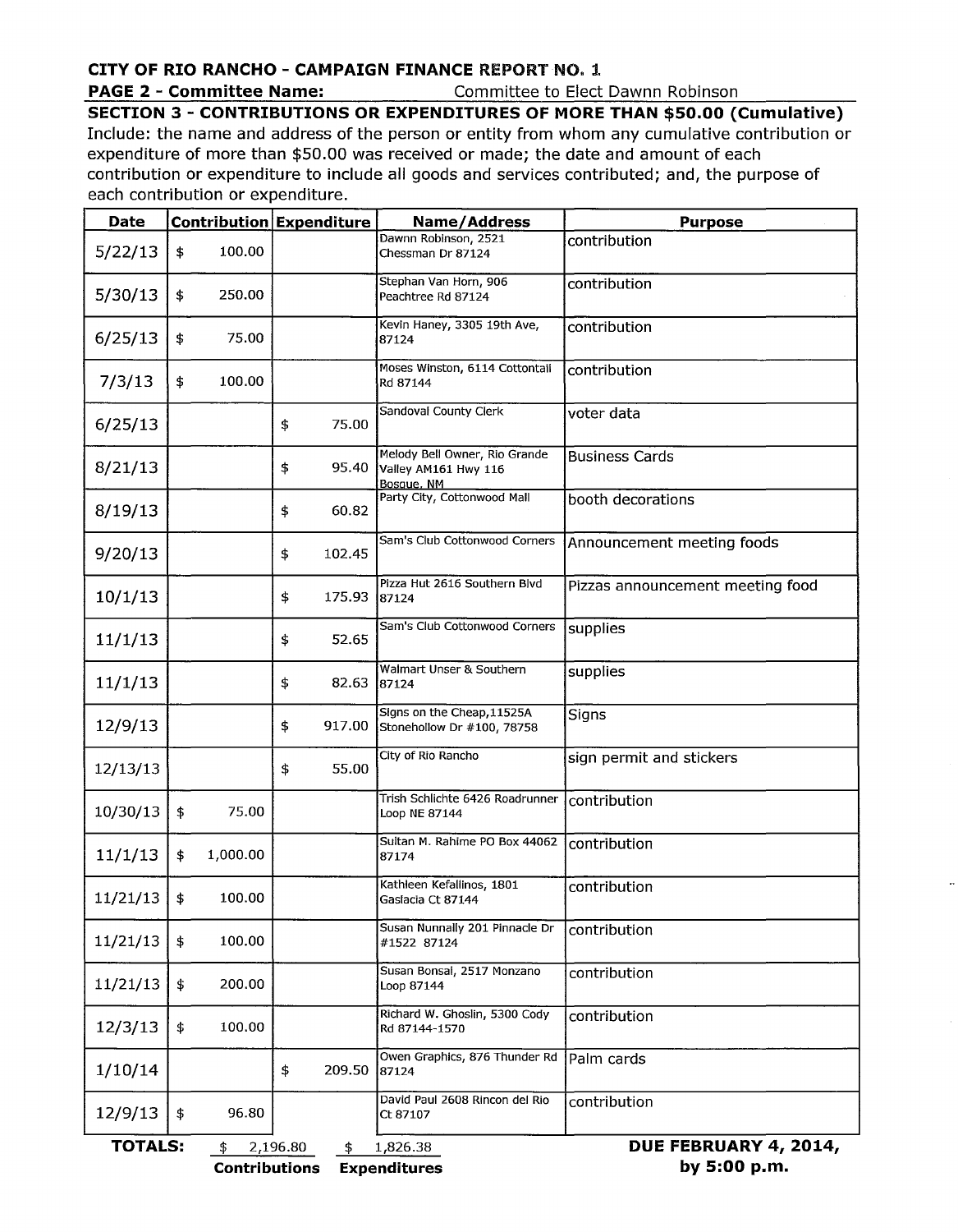**CITY OF RIO RANCHO - CAMPAIGN FINANCE REPORT NO. 1**

**PAGE 2 - Committee Name:** Committee to Elect Dawnn Robinson

**SECTION 3 - CONTRIBUTIONS OR EXPENDITURES OF MORE THAN $50.00 (Cumulative)**

Include: the name and address of the person or entity from whom any cumulative contribution or expenditure of more than $50.00 was received or made; the date and amount of each contribution or expenditure to include all goods and services contributed; and, the purpose of each contribution or expenditure.

| Date | Contribution | Expenditure | Name/Address | Purpose |
|---|---|---|---|---|
| 5/22/13 | $ 100.00 | | Dawnn Robinson, 2521 Chessman Dr 87124 | contribution |
| 5/30/13 | $ 250.00 | | Stephan Van Horn, 906 Peachtree Rd 87124 | contribution |
| 6/25/13 | $ 75.00 | | Kevin Haney, 3305 19th Ave, 87124 | contribution |
| 7/3/13 | $ 100.00 | | Moses Winston, 6114 Cottontail Rd 87144 | contribution |
| 6/25/13 | | $ 75.00 | Sandoval County Clerk | voter data |
| 8/21/13 | | $ 95.40 | Melody Bell Owner, Rio Grande Valley AM161 Hwy 116 Bosque, NM | Business Cards |
| 8/19/13 | | $ 60.82 | Party City, Cottonwood Mall | booth decorations |
| 9/20/13 | | $ 102.45 | Sam's Club Cottonwood Corners | Announcement meeting foods |
| 10/1/13 | | $ 175.93 | Pizza Hut 2616 Southern Blvd 87124 | Pizzas announcement meeting food |
| 11/1/13 | | $ 52.65 | Sam's Club Cottonwood Corners | supplies |
| 11/1/13 | | $ 82.63 | Walmart Unser & Southern 87124 | supplies |
| 12/9/13 | | $ 917.00 | Signs on the Cheap,11525A Stonehollow Dr #100, 78758 | Signs |
| 12/13/13 | | $ 55.00 | City of Rio Rancho | sign permit and stickers |
| 10/30/13 | $ 75.00 | | Trish Schlichte 6426 Roadrunner Loop NE 87144 | contribution |
| 11/1/13 | $ 1,000.00 | | Sultan M. Rahime PO Box 44062 87174 | contribution |
| 11/21/13 | $ 100.00 | | Kathleen Kefallinos, 1801 Gaslacia Ct 87144 | contribution |
| 11/21/13 | $ 100.00 | | Susan Nunnally 201 Pinnacle Dr #1522 87124 | contribution |
| 11/21/13 | $ 200.00 | | Susan Bonsal, 2517 Monzano Loop 87144 | contribution |
| 12/3/13 | $ 100.00 | | Richard W. Ghoslin, 5300 Cody Rd 87144-1570 | contribution |
| 1/10/14 | | $ 209.50 | Owen Graphics, 876 Thunder Rd 87124 | Palm cards |
| 12/9/13 | $ 96.80 | | David Paul 2608 Rincon del Rio Ct 87107 | contribution |
| **TOTALS:** | $ 2,196.80 Contributions | $ 1,826.38 Expenditures | | |

**DUE FEBRUARY 4, 2014, by 5:00 p.m.**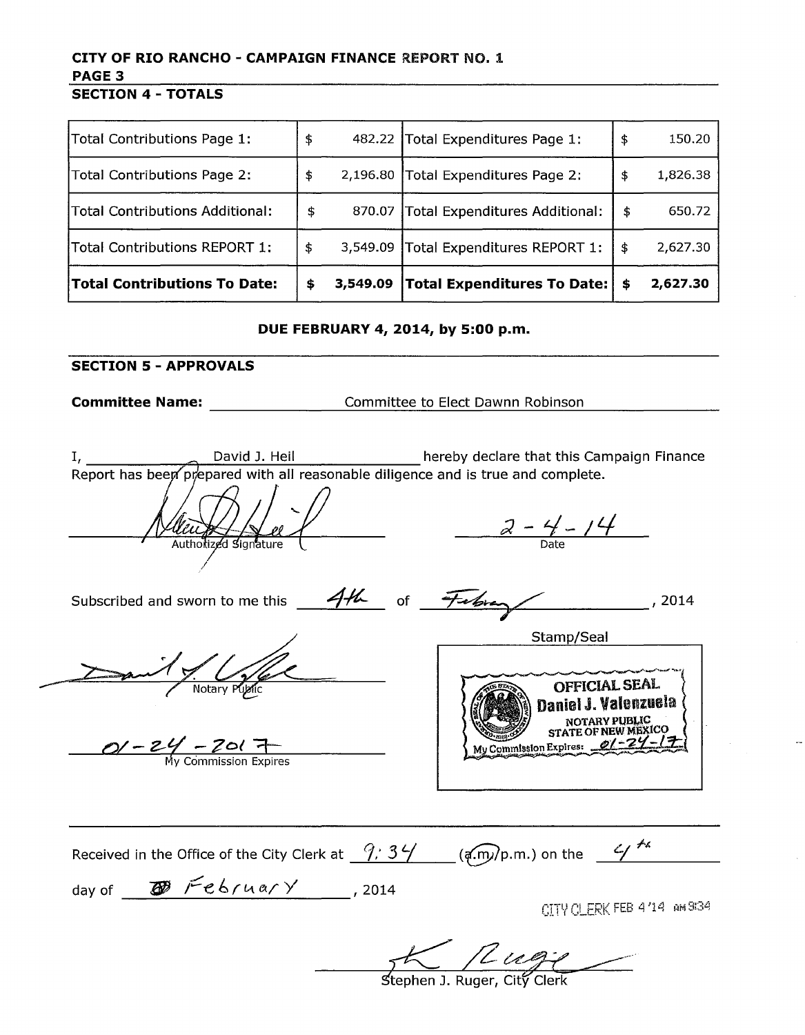**CITY OF RIO RANCHO - CAMPAIGN FINANCE REPORT NO. 1**
**PAGE 3**

## SECTION 4 - TOTALS

| | | | |
|---|---|---|---|
| Total Contributions Page 1: | $ 482.22 | Total Expenditures Page 1: | $ 150.20 |
| Total Contributions Page 2: | $ 2,196.80 | Total Expenditures Page 2: | $ 1,826.38 |
| Total Contributions Additional: | $ 870.07 | Total Expenditures Additional: | $ 650.72 |
| Total Contributions REPORT 1: | $ 3,549.09 | Total Expenditures REPORT 1: | $ 2,627.30 |
| **Total Contributions To Date:** | **$ 3,549.09** | **Total Expenditures To Date:** | **$ 2,627.30** |

**DUE FEBRUARY 4, 2014, by 5:00 p.m.**

## SECTION 5 - APPROVALS

**Committee Name:** Committee to Elect Dawnn Robinson

I, David J. Heil hereby declare that this Campaign Finance Report has been prepared with all reasonable diligence and is true and complete.

[Signature] 2-4-14
Authorized Signature Date

Subscribed and sworn to me this 4th of February, 2014

[Signature]
Notary Public

01-24-2017
My Commission Expires

Stamp/Seal

OFFICIAL SEAL
Daniel J. Valenzuela
NOTARY PUBLIC
STATE OF NEW MEXICO
My Commission Expires: 01-24-17

Received in the Office of the City Clerk at 9:34 (a.m./p.m.) on the 4th day of February, 2014

CITY CLERK FEB 4 '14 AM 9:34

[Signature]
Stephen J. Ruger, City Clerk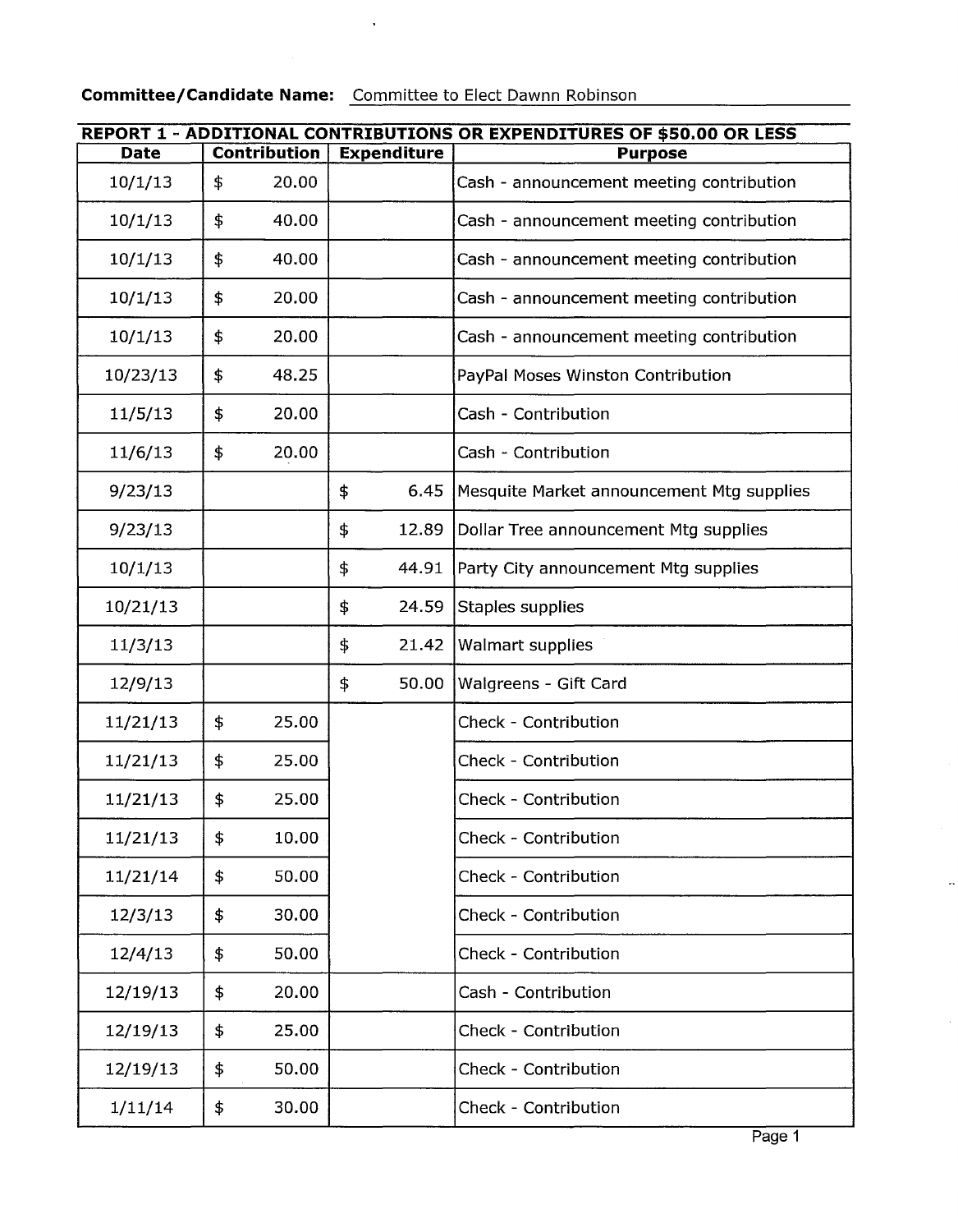**Committee/Candidate Name:** Committee to Elect Dawnn Robinson

| REPORT 1 - ADDITIONAL CONTRIBUTIONS OR EXPENDITURES OF $50.00 OR LESS | | | |
|---|---|---|---|
| **Date** | **Contribution** | **Expenditure** | **Purpose** |
| 10/1/13 | $ 20.00 | | Cash - announcement meeting contribution |
| 10/1/13 | $ 40.00 | | Cash - announcement meeting contribution |
| 10/1/13 | $ 40.00 | | Cash - announcement meeting contribution |
| 10/1/13 | $ 20.00 | | Cash - announcement meeting contribution |
| 10/1/13 | $ 20.00 | | Cash - announcement meeting contribution |
| 10/23/13 | $ 48.25 | | PayPal Moses Winston Contribution |
| 11/5/13 | $ 20.00 | | Cash - Contribution |
| 11/6/13 | $ 20.00 | | Cash - Contribution |
| 9/23/13 | | $ 6.45 | Mesquite Market announcement Mtg supplies |
| 9/23/13 | | $ 12.89 | Dollar Tree announcement Mtg supplies |
| 10/1/13 | | $ 44.91 | Party City announcement Mtg supplies |
| 10/21/13 | | $ 24.59 | Staples supplies |
| 11/3/13 | | $ 21.42 | Walmart supplies |
| 12/9/13 | | $ 50.00 | Walgreens - Gift Card |
| 11/21/13 | $ 25.00 | | Check - Contribution |
| 11/21/13 | $ 25.00 | | Check - Contribution |
| 11/21/13 | $ 25.00 | | Check - Contribution |
| 11/21/13 | $ 10.00 | | Check - Contribution |
| 11/21/14 | $ 50.00 | | Check - Contribution |
| 12/3/13 | $ 30.00 | | Check - Contribution |
| 12/4/13 | $ 50.00 | | Check - Contribution |
| 12/19/13 | $ 20.00 | | Cash - Contribution |
| 12/19/13 | $ 25.00 | | Check - Contribution |
| 12/19/13 | $ 50.00 | | Check - Contribution |
| 1/11/14 | $ 30.00 | | Check - Contribution |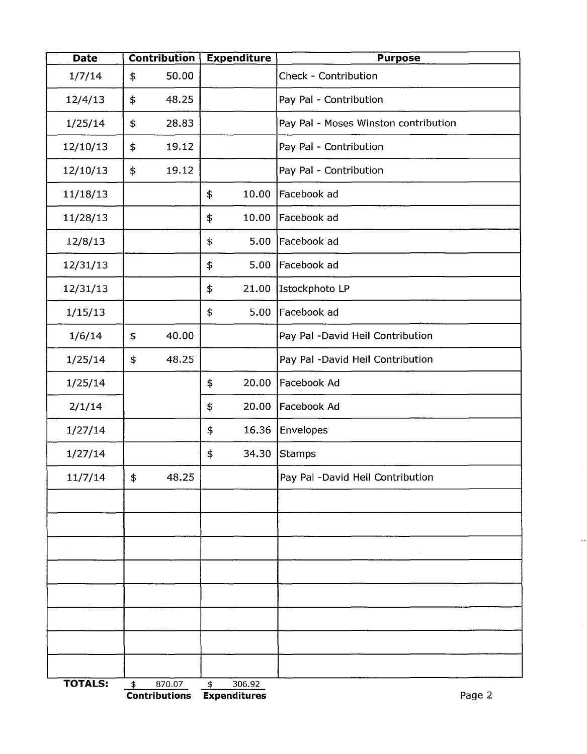| Date | Contribution | Expenditure | Purpose |
|---|---|---|---|
| 1/7/14 | $ 50.00 | | Check - Contribution |
| 12/4/13 | $ 48.25 | | Pay Pal - Contribution |
| 1/25/14 | $ 28.83 | | Pay Pal - Moses Winston contribution |
| 12/10/13 | $ 19.12 | | Pay Pal - Contribution |
| 12/10/13 | $ 19.12 | | Pay Pal - Contribution |
| 11/18/13 | | $ 10.00 | Facebook ad |
| 11/28/13 | | $ 10.00 | Facebook ad |
| 12/8/13 | | $ 5.00 | Facebook ad |
| 12/31/13 | | $ 5.00 | Facebook ad |
| 12/31/13 | | $ 21.00 | Istockphoto LP |
| 1/15/13 | | $ 5.00 | Facebook ad |
| 1/6/14 | $ 40.00 | | Pay Pal -David Heil Contribution |
| 1/25/14 | $ 48.25 | | Pay Pal -David Heil Contribution |
| 1/25/14 | | $ 20.00 | Facebook Ad |
| 2/1/14 | | $ 20.00 | Facebook Ad |
| 1/27/14 | | $ 16.36 | Envelopes |
| 1/27/14 | | $ 34.30 | Stamps |
| 11/7/14 | $ 48.25 | | Pay Pal -David Heil Contribution |
| | | | |
| | | | |
| | | | |
| | | | |
| | | | |
| | | | |
| | | | |
| | | | |
| **TOTALS:** | $ 870.07 **Contributions** | $ 306.92 **Expenditures** | |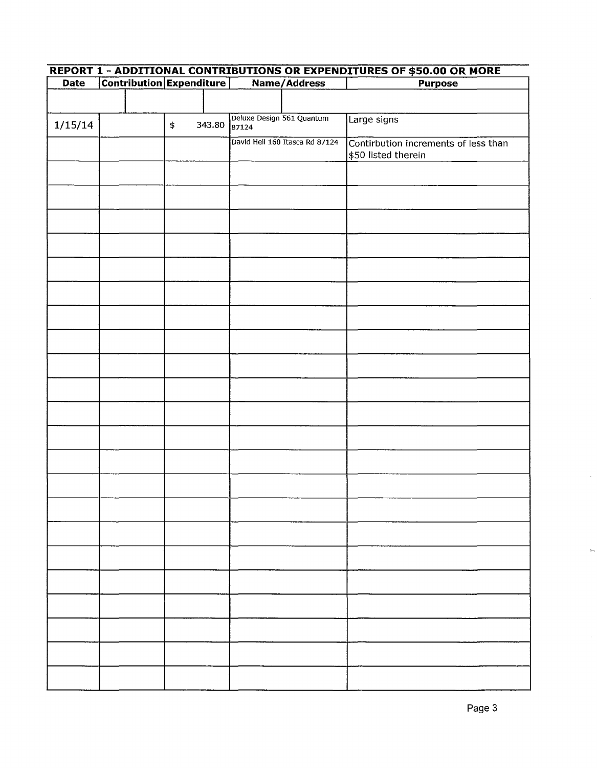## REPORT 1 - ADDITIONAL CONTRIBUTIONS OR EXPENDITURES OF $50.00 OR MORE

| Date | Contribution | Expenditure | Name/Address | Purpose |
|---|---|---|---|---|
| | | | | |
| 1/15/14 | | $ 343.80 | Deluxe Design 561 Quantum 87124 | Large signs |
| | | | David Hell 160 Itasca Rd 87124 | Contirbution increments of less than $50 listed therein |
| | | | | |
| | | | | |
| | | | | |
| | | | | |
| | | | | |
| | | | | |
| | | | | |
| | | | | |
| | | | | |
| | | | | |
| | | | | |
| | | | | |
| | | | | |
| | | | | |
| | | | | |
| | | | | |
| | | | | |
| | | | | |
| | | | | |
| | | | | |
| | | | | |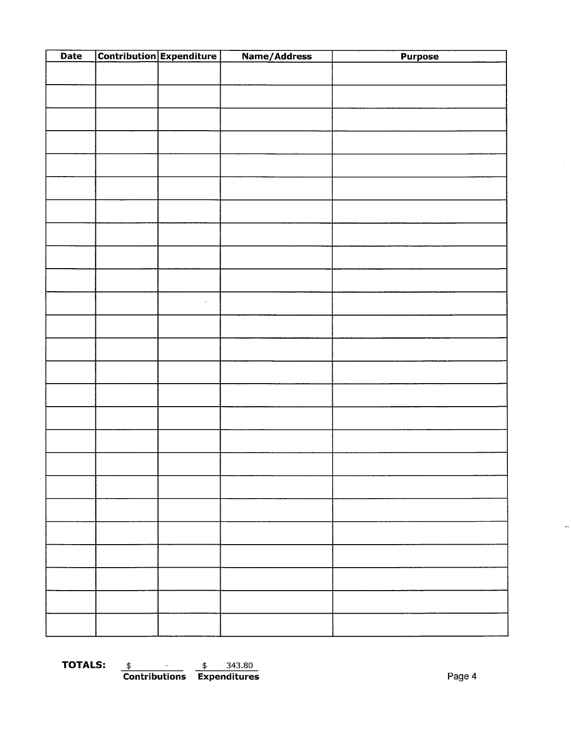| Date | Contribution | Expenditure | Name/Address | Purpose |
| --- | --- | --- | --- | --- |
| | | | | |
| | | | | |
| | | | | |
| | | | | |
| | | | | |
| | | | | |
| | | | | |
| | | | | |
| | | | | |
| | | | | |
| | | | | |
| | | | | |
| | | | | |
| | | | | |
| | | | | |
| | | | | |
| | | | | |
| | | | | |
| | | | | |
| | | | | |
| | | | | |
| | | | | |
| | | | | |
| | | | | |
| | | | | |

**TOTALS:** $ - **Contributions** $ 343.80 **Expenditures**